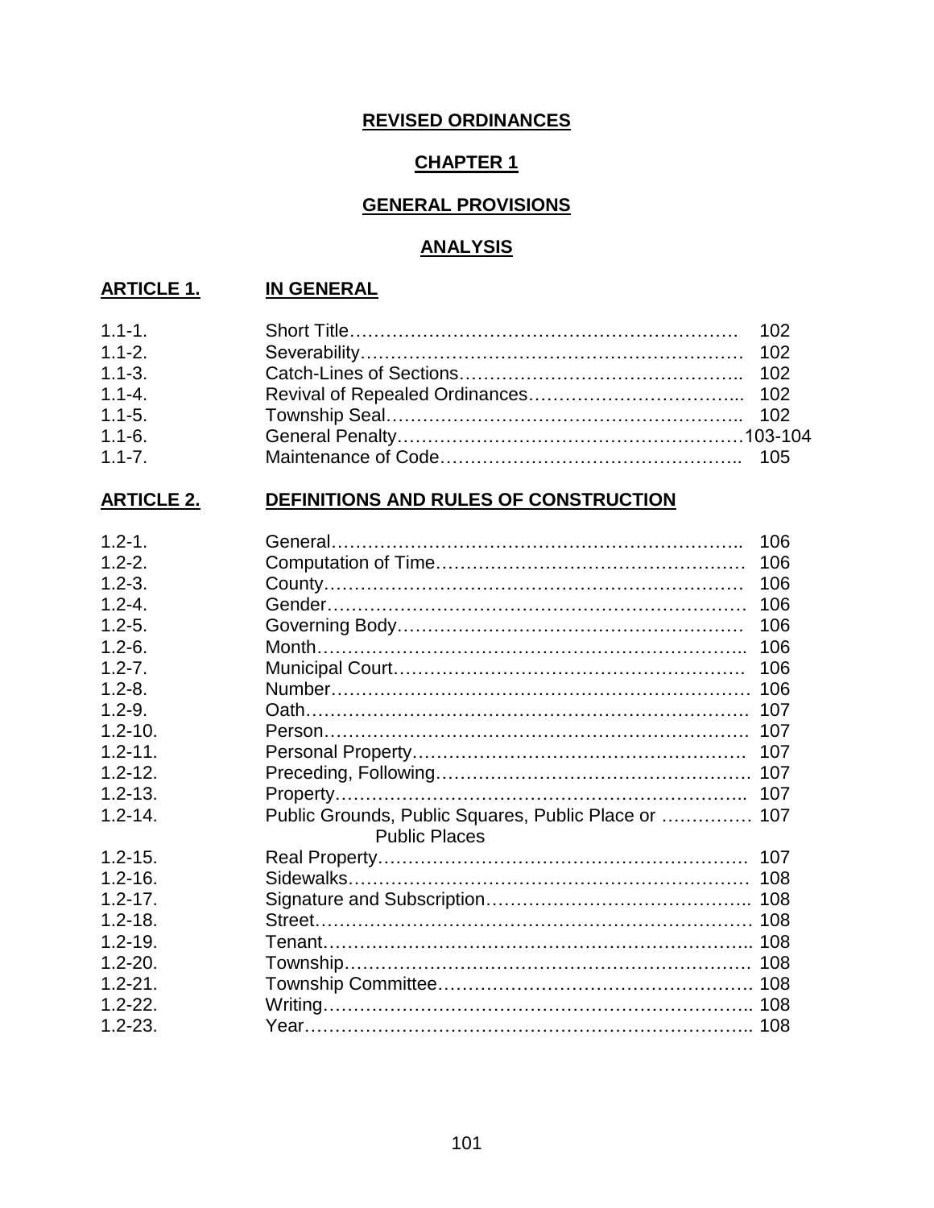# REVISED ORDINANCES

## CHAPTER 1

## GENERAL PROVISIONS

### ANALYSIS

### ARTICLE 1. IN GENERAL

| | | |
|---|---|---|
| 1.1-1. | Short Title | 102 |
| 1.1-2. | Severability | 102 |
| 1.1-3. | Catch-Lines of Sections | 102 |
| 1.1-4. | Revival of Repealed Ordinances | 102 |
| 1.1-5. | Township Seal | 102 |
| 1.1-6. | General Penalty | 103-104 |
| 1.1-7. | Maintenance of Code | 105 |

### ARTICLE 2. DEFINITIONS AND RULES OF CONSTRUCTION

| | | |
|---|---|---|
| 1.2-1. | General | 106 |
| 1.2-2. | Computation of Time | 106 |
| 1.2-3. | County | 106 |
| 1.2-4. | Gender | 106 |
| 1.2-5. | Governing Body | 106 |
| 1.2-6. | Month | 106 |
| 1.2-7. | Municipal Court | 106 |
| 1.2-8. | Number | 106 |
| 1.2-9. | Oath | 107 |
| 1.2-10. | Person | 107 |
| 1.2-11. | Personal Property | 107 |
| 1.2-12. | Preceding, Following | 107 |
| 1.2-13. | Property | 107 |
| 1.2-14. | Public Grounds, Public Squares, Public Place or Public Places | 107 |
| 1.2-15. | Real Property | 107 |
| 1.2-16. | Sidewalks | 108 |
| 1.2-17. | Signature and Subscription | 108 |
| 1.2-18. | Street | 108 |
| 1.2-19. | Tenant | 108 |
| 1.2-20. | Township | 108 |
| 1.2-21. | Township Committee | 108 |
| 1.2-22. | Writing | 108 |
| 1.2-23. | Year | 108 |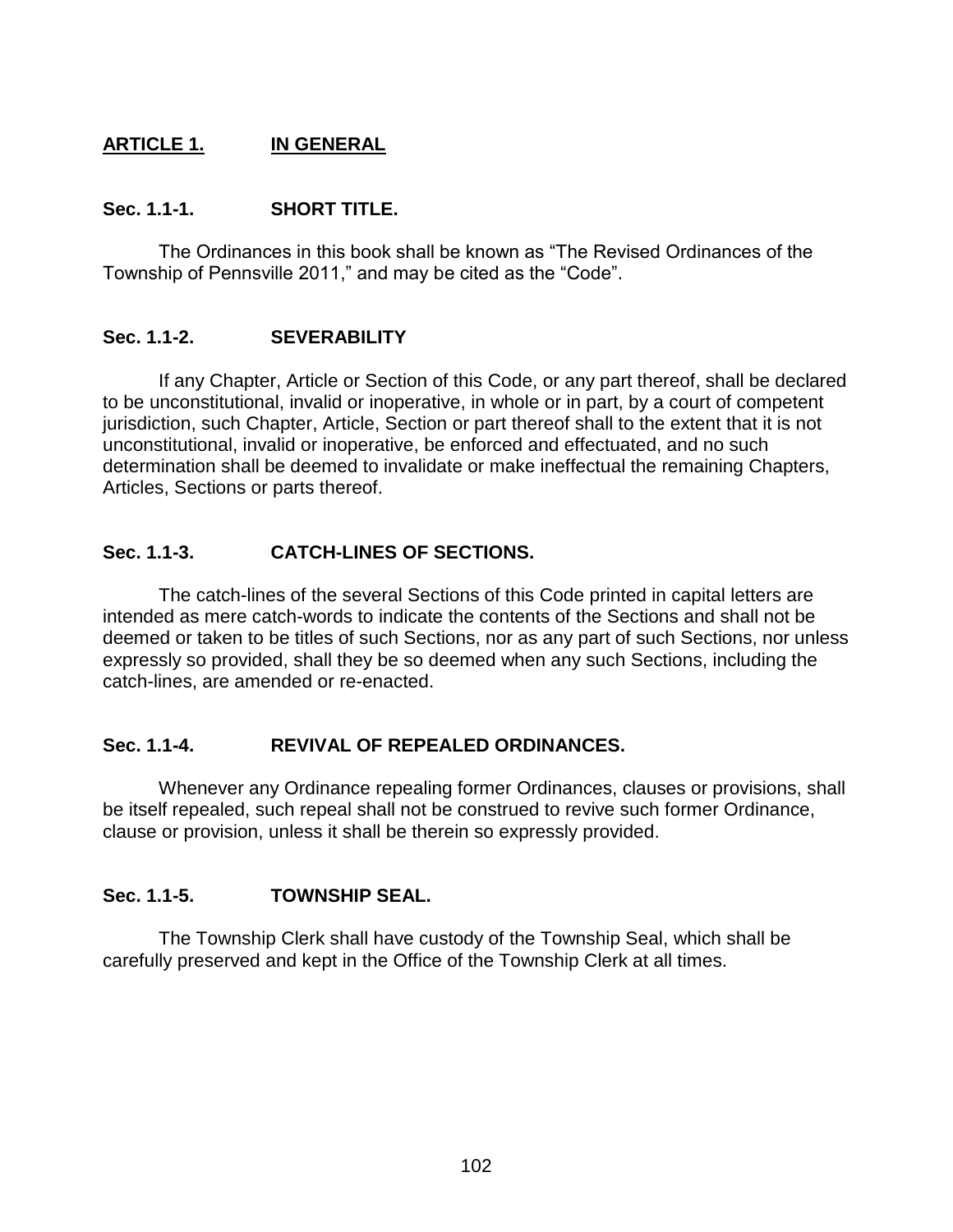## ARTICLE 1. IN GENERAL

### Sec. 1.1-1. SHORT TITLE.

The Ordinances in this book shall be known as "The Revised Ordinances of the Township of Pennsville 2011," and may be cited as the "Code".

### Sec. 1.1-2. SEVERABILITY

If any Chapter, Article or Section of this Code, or any part thereof, shall be declared to be unconstitutional, invalid or inoperative, in whole or in part, by a court of competent jurisdiction, such Chapter, Article, Section or part thereof shall to the extent that it is not unconstitutional, invalid or inoperative, be enforced and effectuated, and no such determination shall be deemed to invalidate or make ineffectual the remaining Chapters, Articles, Sections or parts thereof.

### Sec. 1.1-3. CATCH-LINES OF SECTIONS.

The catch-lines of the several Sections of this Code printed in capital letters are intended as mere catch-words to indicate the contents of the Sections and shall not be deemed or taken to be titles of such Sections, nor as any part of such Sections, nor unless expressly so provided, shall they be so deemed when any such Sections, including the catch-lines, are amended or re-enacted.

### Sec. 1.1-4. REVIVAL OF REPEALED ORDINANCES.

Whenever any Ordinance repealing former Ordinances, clauses or provisions, shall be itself repealed, such repeal shall not be construed to revive such former Ordinance, clause or provision, unless it shall be therein so expressly provided.

### Sec. 1.1-5. TOWNSHIP SEAL.

The Township Clerk shall have custody of the Township Seal, which shall be carefully preserved and kept in the Office of the Township Clerk at all times.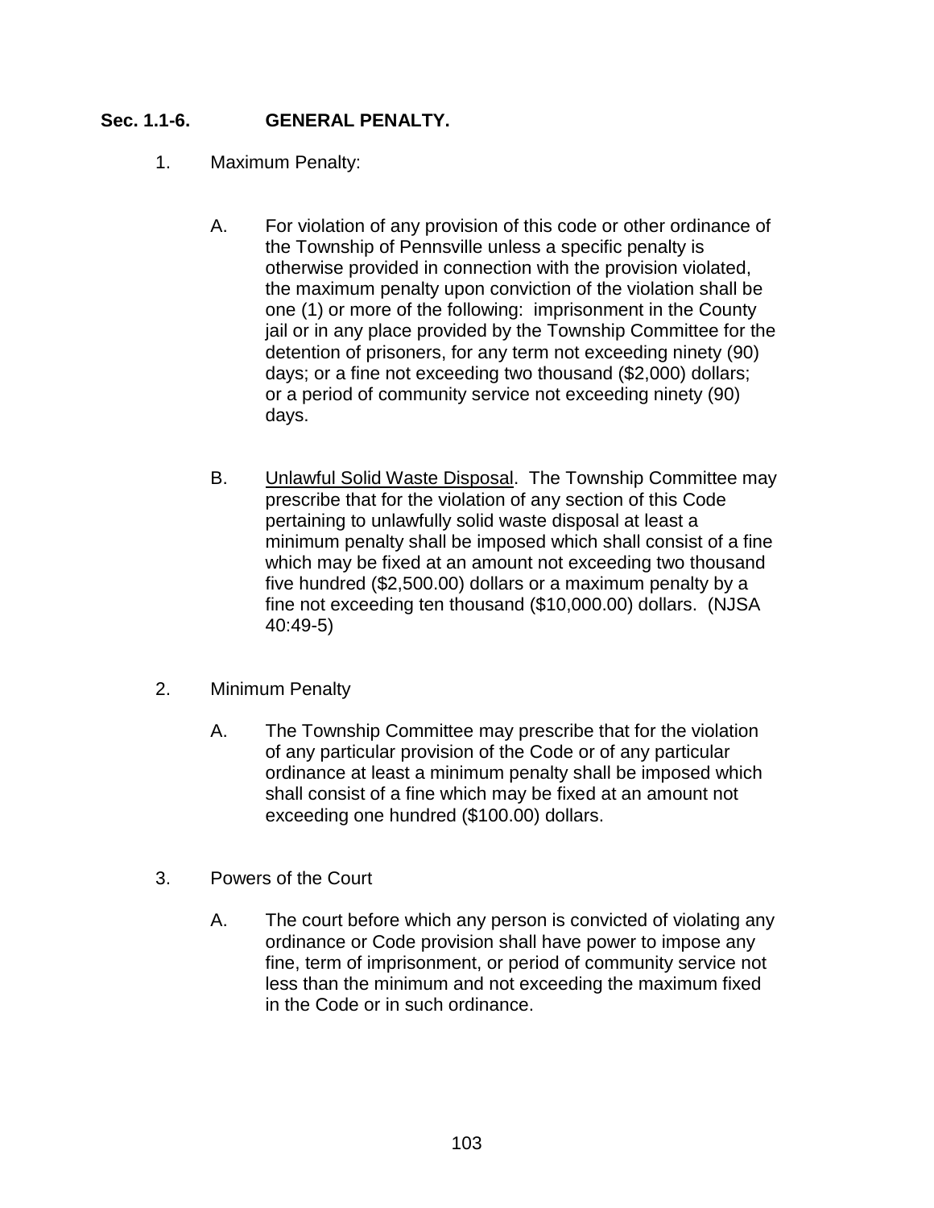## Sec. 1.1-6. GENERAL PENALTY.

1. Maximum Penalty:

   A. For violation of any provision of this code or other ordinance of the Township of Pennsville unless a specific penalty is otherwise provided in connection with the provision violated, the maximum penalty upon conviction of the violation shall be one (1) or more of the following: imprisonment in the County jail or in any place provided by the Township Committee for the detention of prisoners, for any term not exceeding ninety (90) days; or a fine not exceeding two thousand ($2,000) dollars; or a period of community service not exceeding ninety (90) days.

   B. <u>Unlawful Solid Waste Disposal</u>. The Township Committee may prescribe that for the violation of any section of this Code pertaining to unlawfully solid waste disposal at least a minimum penalty shall be imposed which shall consist of a fine which may be fixed at an amount not exceeding two thousand five hundred ($2,500.00) dollars or a maximum penalty by a fine not exceeding ten thousand ($10,000.00) dollars. (NJSA 40:49-5)

2. Minimum Penalty

   A. The Township Committee may prescribe that for the violation of any particular provision of the Code or of any particular ordinance at least a minimum penalty shall be imposed which shall consist of a fine which may be fixed at an amount not exceeding one hundred ($100.00) dollars.

3. Powers of the Court

   A. The court before which any person is convicted of violating any ordinance or Code provision shall have power to impose any fine, term of imprisonment, or period of community service not less than the minimum and not exceeding the maximum fixed in the Code or in such ordinance.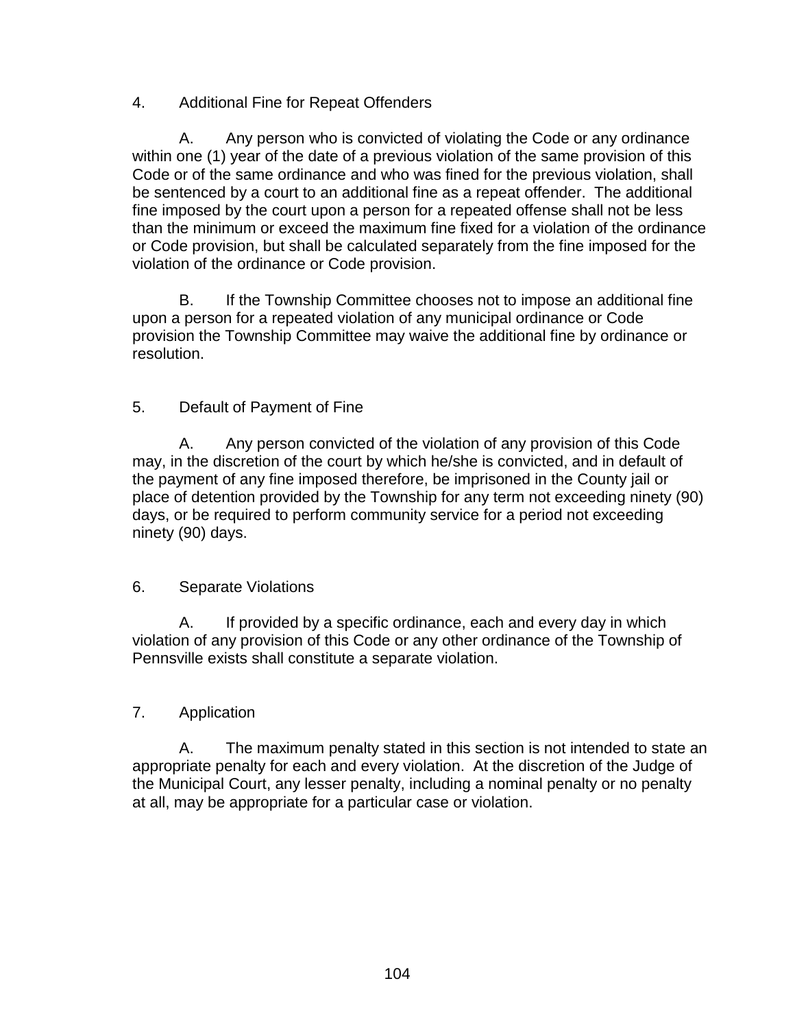4. Additional Fine for Repeat Offenders

A. Any person who is convicted of violating the Code or any ordinance within one (1) year of the date of a previous violation of the same provision of this Code or of the same ordinance and who was fined for the previous violation, shall be sentenced by a court to an additional fine as a repeat offender. The additional fine imposed by the court upon a person for a repeated offense shall not be less than the minimum or exceed the maximum fine fixed for a violation of the ordinance or Code provision, but shall be calculated separately from the fine imposed for the violation of the ordinance or Code provision.

B. If the Township Committee chooses not to impose an additional fine upon a person for a repeated violation of any municipal ordinance or Code provision the Township Committee may waive the additional fine by ordinance or resolution.

5. Default of Payment of Fine

A. Any person convicted of the violation of any provision of this Code may, in the discretion of the court by which he/she is convicted, and in default of the payment of any fine imposed therefore, be imprisoned in the County jail or place of detention provided by the Township for any term not exceeding ninety (90) days, or be required to perform community service for a period not exceeding ninety (90) days.

6. Separate Violations

A. If provided by a specific ordinance, each and every day in which violation of any provision of this Code or any other ordinance of the Township of Pennsville exists shall constitute a separate violation.

7. Application

A. The maximum penalty stated in this section is not intended to state an appropriate penalty for each and every violation. At the discretion of the Judge of the Municipal Court, any lesser penalty, including a nominal penalty or no penalty at all, may be appropriate for a particular case or violation.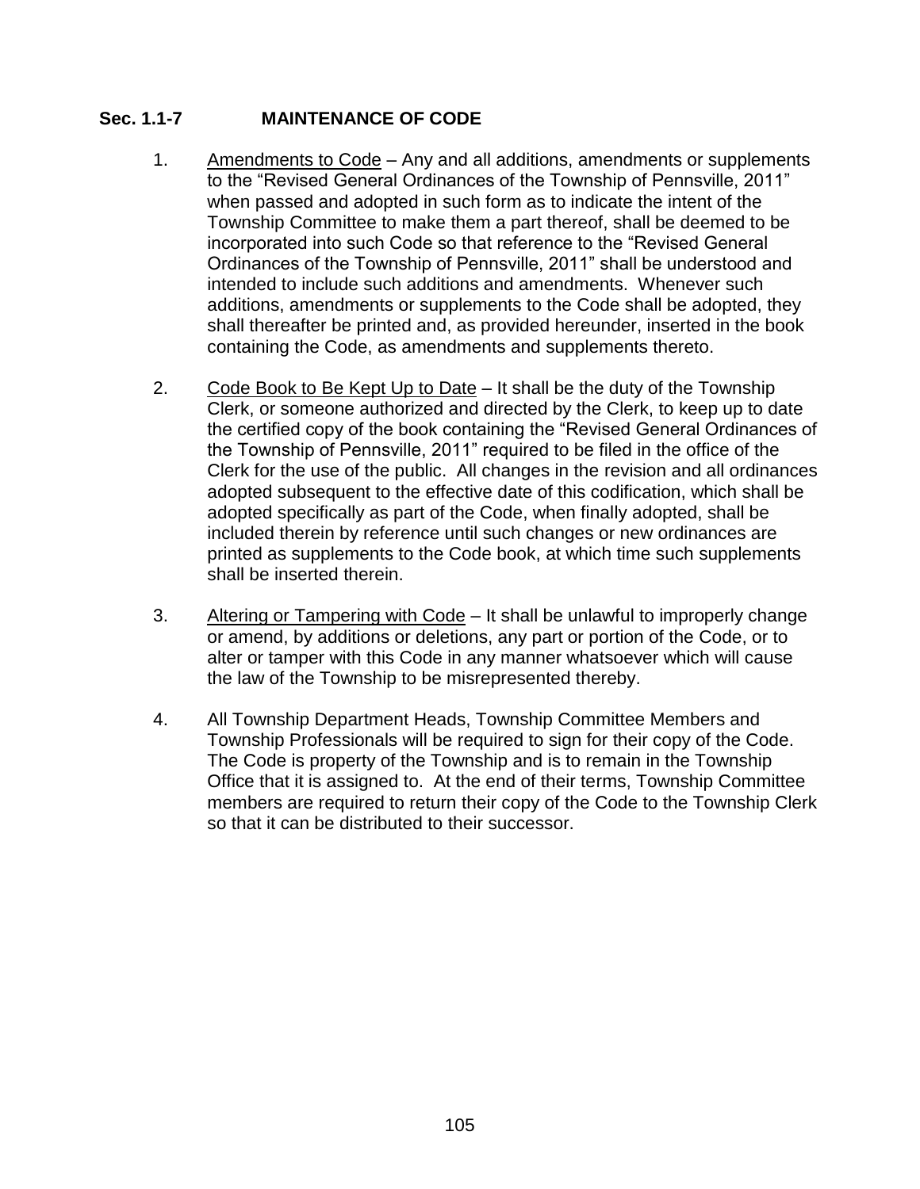## Sec. 1.1-7 MAINTENANCE OF CODE

1. <u>Amendments to Code</u> – Any and all additions, amendments or supplements to the “Revised General Ordinances of the Township of Pennsville, 2011” when passed and adopted in such form as to indicate the intent of the Township Committee to make them a part thereof, shall be deemed to be incorporated into such Code so that reference to the “Revised General Ordinances of the Township of Pennsville, 2011” shall be understood and intended to include such additions and amendments. Whenever such additions, amendments or supplements to the Code shall be adopted, they shall thereafter be printed and, as provided hereunder, inserted in the book containing the Code, as amendments and supplements thereto.

2. <u>Code Book to Be Kept Up to Date</u> – It shall be the duty of the Township Clerk, or someone authorized and directed by the Clerk, to keep up to date the certified copy of the book containing the “Revised General Ordinances of the Township of Pennsville, 2011” required to be filed in the office of the Clerk for the use of the public. All changes in the revision and all ordinances adopted subsequent to the effective date of this codification, which shall be adopted specifically as part of the Code, when finally adopted, shall be included therein by reference until such changes or new ordinances are printed as supplements to the Code book, at which time such supplements shall be inserted therein.

3. <u>Altering or Tampering with Code</u> – It shall be unlawful to improperly change or amend, by additions or deletions, any part or portion of the Code, or to alter or tamper with this Code in any manner whatsoever which will cause the law of the Township to be misrepresented thereby.

4. All Township Department Heads, Township Committee Members and Township Professionals will be required to sign for their copy of the Code. The Code is property of the Township and is to remain in the Township Office that it is assigned to. At the end of their terms, Township Committee members are required to return their copy of the Code to the Township Clerk so that it can be distributed to their successor.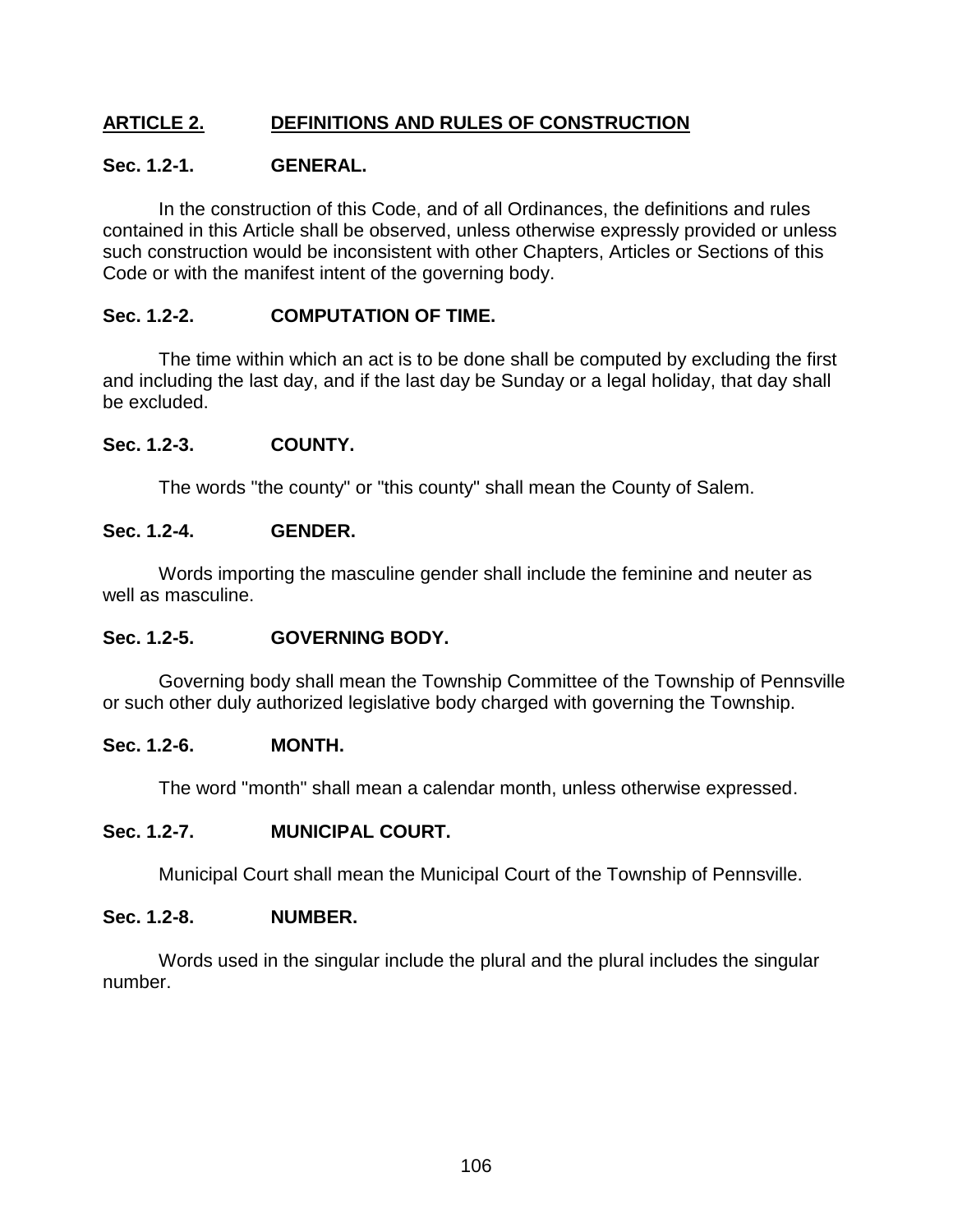## ARTICLE 2. DEFINITIONS AND RULES OF CONSTRUCTION

### Sec. 1.2-1. GENERAL.

In the construction of this Code, and of all Ordinances, the definitions and rules contained in this Article shall be observed, unless otherwise expressly provided or unless such construction would be inconsistent with other Chapters, Articles or Sections of this Code or with the manifest intent of the governing body.

### Sec. 1.2-2. COMPUTATION OF TIME.

The time within which an act is to be done shall be computed by excluding the first and including the last day, and if the last day be Sunday or a legal holiday, that day shall be excluded.

### Sec. 1.2-3. COUNTY.

The words "the county" or "this county" shall mean the County of Salem.

### Sec. 1.2-4. GENDER.

Words importing the masculine gender shall include the feminine and neuter as well as masculine.

### Sec. 1.2-5. GOVERNING BODY.

Governing body shall mean the Township Committee of the Township of Pennsville or such other duly authorized legislative body charged with governing the Township.

### Sec. 1.2-6. MONTH.

The word "month" shall mean a calendar month, unless otherwise expressed.

### Sec. 1.2-7. MUNICIPAL COURT.

Municipal Court shall mean the Municipal Court of the Township of Pennsville.

### Sec. 1.2-8. NUMBER.

Words used in the singular include the plural and the plural includes the singular number.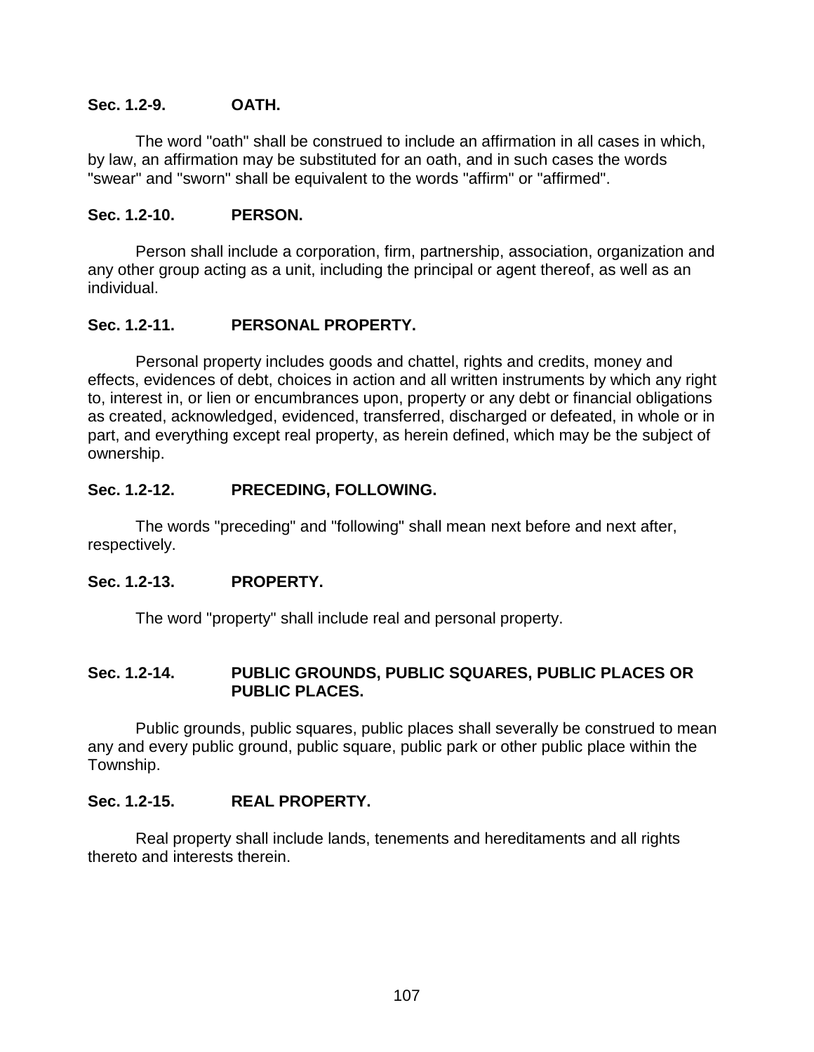### Sec. 1.2-9. OATH.

The word "oath" shall be construed to include an affirmation in all cases in which, by law, an affirmation may be substituted for an oath, and in such cases the words "swear" and "sworn" shall be equivalent to the words "affirm" or "affirmed".

### Sec. 1.2-10. PERSON.

Person shall include a corporation, firm, partnership, association, organization and any other group acting as a unit, including the principal or agent thereof, as well as an individual.

### Sec. 1.2-11. PERSONAL PROPERTY.

Personal property includes goods and chattel, rights and credits, money and effects, evidences of debt, choices in action and all written instruments by which any right to, interest in, or lien or encumbrances upon, property or any debt or financial obligations as created, acknowledged, evidenced, transferred, discharged or defeated, in whole or in part, and everything except real property, as herein defined, which may be the subject of ownership.

### Sec. 1.2-12. PRECEDING, FOLLOWING.

The words "preceding" and "following" shall mean next before and next after, respectively.

### Sec. 1.2-13. PROPERTY.

The word "property" shall include real and personal property.

### Sec. 1.2-14. PUBLIC GROUNDS, PUBLIC SQUARES, PUBLIC PLACES OR PUBLIC PLACES.

Public grounds, public squares, public places shall severally be construed to mean any and every public ground, public square, public park or other public place within the Township.

### Sec. 1.2-15. REAL PROPERTY.

Real property shall include lands, tenements and hereditaments and all rights thereto and interests therein.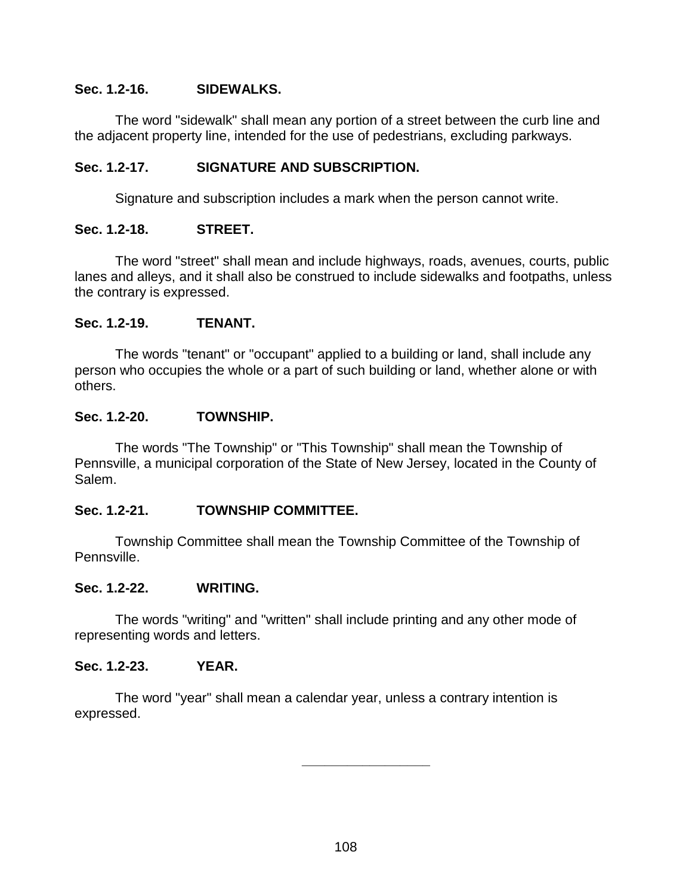**Sec. 1.2-16. SIDEWALKS.**

The word "sidewalk" shall mean any portion of a street between the curb line and the adjacent property line, intended for the use of pedestrians, excluding parkways.

**Sec. 1.2-17. SIGNATURE AND SUBSCRIPTION.**

Signature and subscription includes a mark when the person cannot write.

**Sec. 1.2-18. STREET.**

The word "street" shall mean and include highways, roads, avenues, courts, public lanes and alleys, and it shall also be construed to include sidewalks and footpaths, unless the contrary is expressed.

**Sec. 1.2-19. TENANT.**

The words "tenant" or "occupant" applied to a building or land, shall include any person who occupies the whole or a part of such building or land, whether alone or with others.

**Sec. 1.2-20. TOWNSHIP.**

The words "The Township" or "This Township" shall mean the Township of Pennsville, a municipal corporation of the State of New Jersey, located in the County of Salem.

**Sec. 1.2-21. TOWNSHIP COMMITTEE.**

Township Committee shall mean the Township Committee of the Township of Pennsville.

**Sec. 1.2-22. WRITING.**

The words "writing" and "written" shall include printing and any other mode of representing words and letters.

**Sec. 1.2-23. YEAR.**

The word "year" shall mean a calendar year, unless a contrary intention is expressed.

---